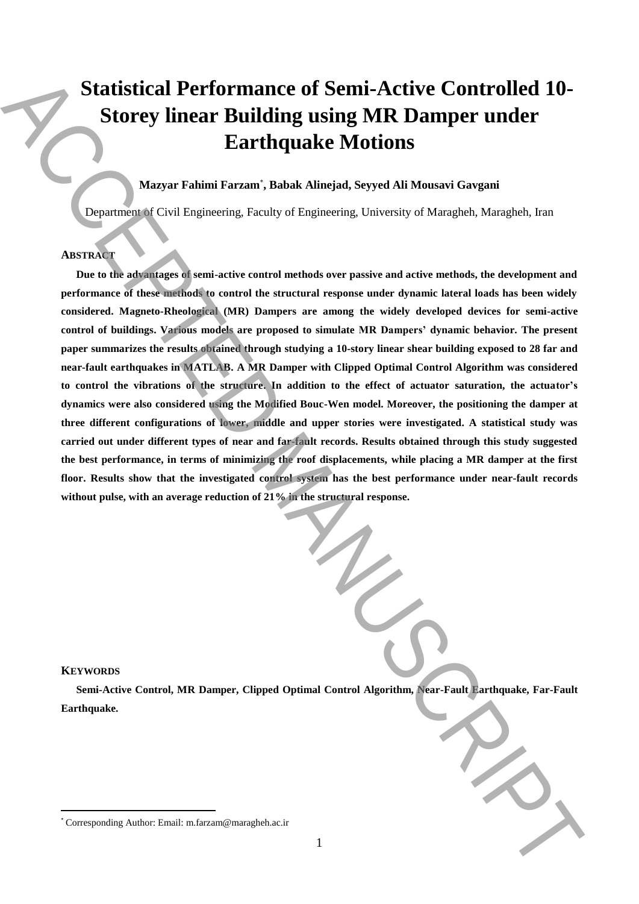# Statistical Performance of Semi-Active Controlled 10-Storey linear Building using MR Damper under Earthquake Motions

**Mazyar Fahimi Farzam*, Babak Alinejad, Seyyed Ali Mousavi Gavgani**

Department of Civil Engineering, Faculty of Engineering, University of Maragheh, Maragheh, Iran

## ABSTRACT

**Due to the advantages of semi-active control methods over passive and active methods, the development and performance of these methods to control the structural response under dynamic lateral loads has been widely considered. Magneto-Rheological (MR) Dampers are among the widely developed devices for semi-active control of buildings. Various models are proposed to simulate MR Dampers' dynamic behavior. The present paper summarizes the results obtained through studying a 10-story linear shear building exposed to 28 far and near-fault earthquakes in MATLAB. A MR Damper with Clipped Optimal Control Algorithm was considered to control the vibrations of the structure. In addition to the effect of actuator saturation, the actuator's dynamics were also considered using the Modified Bouc-Wen model. Moreover, the positioning the damper at three different configurations of lower, middle and upper stories were investigated. A statistical study was carried out under different types of near and far-fault records. Results obtained through this study suggested the best performance, in terms of minimizing the roof displacements, while placing a MR damper at the first floor. Results show that the investigated control system has the best performance under near-fault records without pulse, with an average reduction of 21% in the structural response.**

## KEYWORDS

**Semi-Active Control, MR Damper, Clipped Optimal Control Algorithm, Near-Fault Earthquake, Far-Fault Earthquake.**

---

* Corresponding Author: Email: m.farzam@maragheh.ac.ir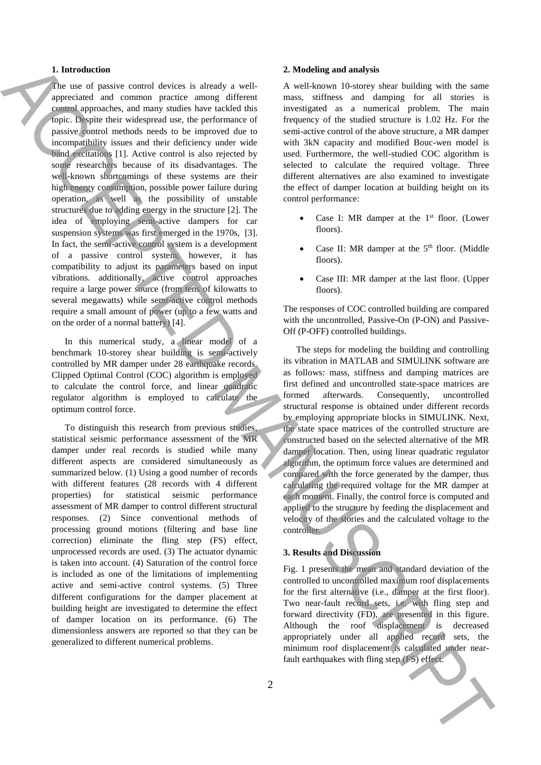## 1. Introduction

The use of passive control devices is already a well-appreciated and common practice among different control approaches, and many studies have tackled this topic. Despite their widespread use, the performance of passive control methods needs to be improved due to incompatibility issues and their deficiency under wide band excitations [1]. Active control is also rejected by some researchers because of its disadvantages. The well-known shortcomings of these systems are their high energy consumption, possible power failure during operation, as well as the possibility of unstable structures due to adding energy in the structure [2]. The idea of employing semi-active dampers for car suspension systems was first emerged in the 1970s, [3]. In fact, the semi-active control system is a development of a passive control system; however, it has compatibility to adjust its parameters based on input vibrations. additionally, active control approaches require a large power source (from tens of kilowatts to several megawatts) while semi-active control methods require a small amount of power (up to a few watts and on the order of a normal battery) [4].

In this numerical study, a linear model of a benchmark 10-storey shear building is semi-actively controlled by MR damper under 28 earthquake records. Clipped Optimal Control (COC) algorithm is employed to calculate the control force, and linear quadratic regulator algorithm is employed to calculate the optimum control force.

To distinguish this research from previous studies, statistical seismic performance assessment of the MR damper under real records is studied while many different aspects are considered simultaneously as summarized below. (1) Using a good number of records with different features (28 records with 4 different properties) for statistical seismic performance assessment of MR damper to control different structural responses. (2) Since conventional methods of processing ground motions (filtering and base line correction) eliminate the fling step (FS) effect, unprocessed records are used. (3) The actuator dynamic is taken into account. (4) Saturation of the control force is included as one of the limitations of implementing active and semi-active control systems. (5) Three different configurations for the damper placement at building height are investigated to determine the effect of damper location on its performance. (6) The dimensionless answers are reported so that they can be generalized to different numerical problems.

## 2. Modeling and analysis

A well-known 10-storey shear building with the same mass, stiffness and damping for all stories is investigated as a numerical problem. The main frequency of the studied structure is 1.02 Hz. For the semi-active control of the above structure, a MR damper with 3kN capacity and modified Bouc-wen model is used. Furthermore, the well-studied COC algorithm is selected to calculate the required voltage. Three different alternatives are also examined to investigate the effect of damper location at building height on its control performance:

- Case I: MR damper at the 1st floor. (Lower floors).
- Case II: MR damper at the 5th floor. (Middle floors).
- Case III: MR damper at the last floor. (Upper floors).

The responses of COC controlled building are compared with the uncontrolled, Passive-On (P-ON) and Passive-Off (P-OFF) controlled buildings.

The steps for modeling the building and controlling its vibration in MATLAB and SIMULINK software are as follows: mass, stiffness and damping matrices are first defined and uncontrolled state-space matrices are formed afterwards. Consequently, uncontrolled structural response is obtained under different records by employing appropriate blocks in SIMULINK. Next, the state space matrices of the controlled structure are constructed based on the selected alternative of the MR damper location. Then, using linear quadratic regulator algorithm, the optimum force values are determined and compared with the force generated by the damper, thus calculating the required voltage for the MR damper at each moment. Finally, the control force is computed and applied to the structure by feeding the displacement and velocity of the stories and the calculated voltage to the controller.

## 3. Results and Discussion

Fig. 1 presents the mean and standard deviation of the controlled to uncontrolled maximum roof displacements for the first alternative (i.e., damper at the first floor). Two near-fault record sets, i.e. with fling step and forward directivity (FD), are presented in this figure. Although the roof displacement is decreased appropriately under all applied record sets, the minimum roof displacement is calculated under near-fault earthquakes with fling step (FS) effect.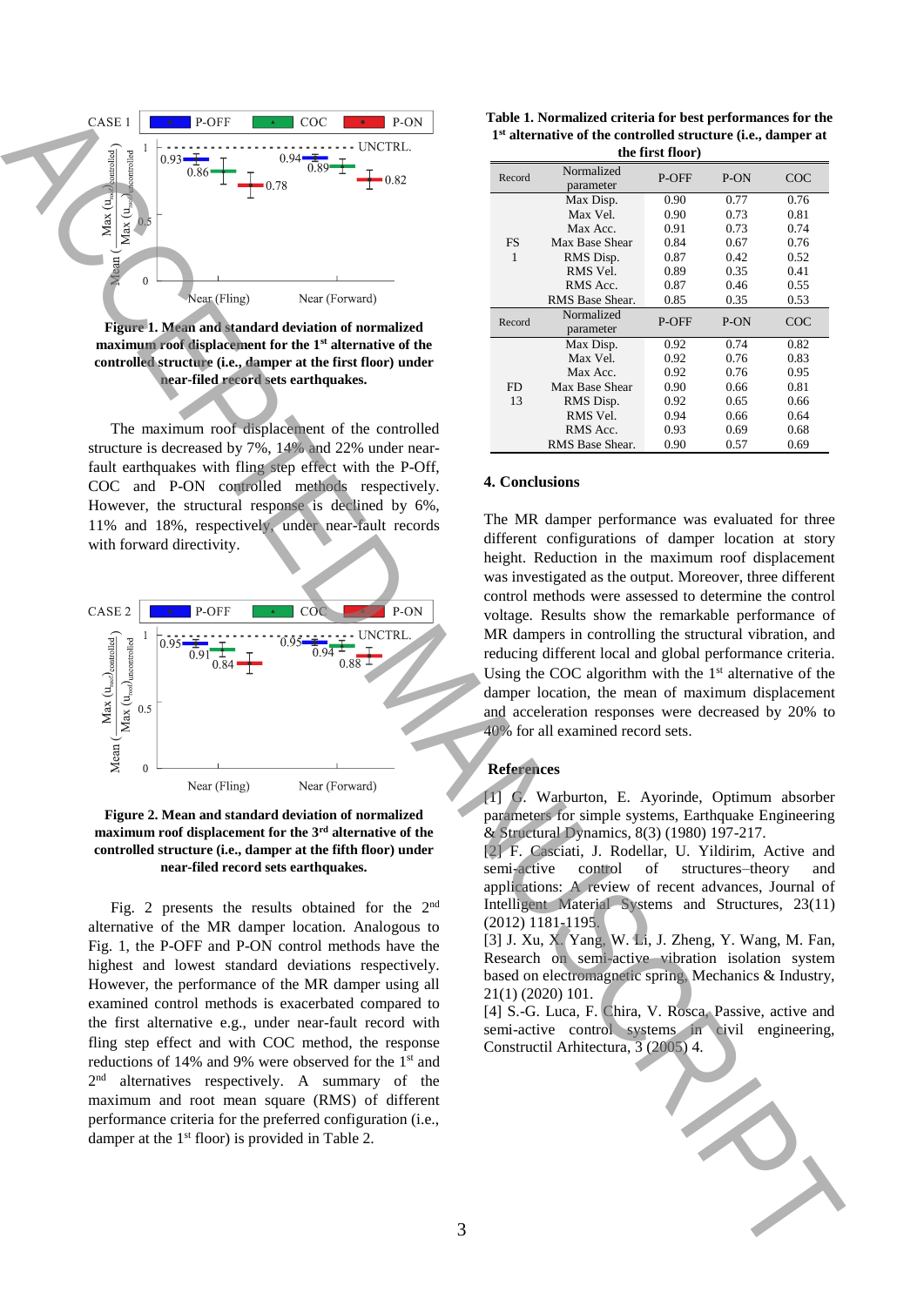CASE 1

P-OFF COC P-ON

UNCTRL.

0.93 0.86 0.78 0.94 0.89 0.82

1 0.5 0

Mean ( Max $(u_{roof})_{controlled}$ / Max $(u_{roof})_{uncontrolled}$ )

Near (Fling) Near (Forward)

**Figure 1. Mean and standard deviation of normalized maximum roof displacement for the 1st alternative of the controlled structure (i.e., damper at the first floor) under near-filed record sets earthquakes.**

The maximum roof displacement of the controlled structure is decreased by 7%, 14% and 22% under near-fault earthquakes with fling step effect with the P-Off, COC and P-ON controlled methods respectively. However, the structural response is declined by 6%, 11% and 18%, respectively, under near-fault records with forward directivity.

CASE 2

P-OFF COC P-ON

UNCTRL.

0.95 0.91 0.84 0.95 0.94 0.88

1 0.5 0

Mean ( Max $(u_{roof})_{controlled}$ / Max $(u_{roof})_{uncontrolled}$ )

Near (Fling) Near (Forward)

**Figure 2. Mean and standard deviation of normalized maximum roof displacement for the 3rd alternative of the controlled structure (i.e., damper at the fifth floor) under near-filed record sets earthquakes.**

Fig. 2 presents the results obtained for the 2nd alternative of the MR damper location. Analogous to Fig. 1, the P-OFF and P-ON control methods have the highest and lowest standard deviations respectively. However, the performance of the MR damper using all examined control methods is exacerbated compared to the first alternative e.g., under near-fault record with fling step effect and with COC method, the response reductions of 14% and 9% were observed for the 1st and 2nd alternatives respectively. A summary of the maximum and root mean square (RMS) of different performance criteria for the preferred configuration (i.e., damper at the 1st floor) is provided in Table 2.

**Table 1. Normalized criteria for best performances for the 1st alternative of the controlled structure (i.e., damper at the first floor)**

| Record | Normalized parameter | P-OFF | P-ON | COC |
|---|---|---|---|---|
| FS 1 | Max Disp. | 0.90 | 0.77 | 0.76 |
| | Max Vel. | 0.90 | 0.73 | 0.81 |
| | Max Acc. | 0.91 | 0.73 | 0.74 |
| | Max Base Shear | 0.84 | 0.67 | 0.76 |
| | RMS Disp. | 0.87 | 0.42 | 0.52 |
| | RMS Vel. | 0.89 | 0.35 | 0.41 |
| | RMS Acc. | 0.87 | 0.46 | 0.55 |
| | RMS Base Shear. | 0.85 | 0.35 | 0.53 |
| Record | Normalized parameter | P-OFF | P-ON | COC |
| FD 13 | Max Disp. | 0.92 | 0.74 | 0.82 |
| | Max Vel. | 0.92 | 0.76 | 0.83 |
| | Max Acc. | 0.92 | 0.76 | 0.95 |
| | Max Base Shear | 0.90 | 0.66 | 0.81 |
| | RMS Disp. | 0.92 | 0.65 | 0.66 |
| | RMS Vel. | 0.94 | 0.66 | 0.64 |
| | RMS Acc. | 0.93 | 0.69 | 0.68 |
| | RMS Base Shear. | 0.90 | 0.57 | 0.69 |

## 4. Conclusions

The MR damper performance was evaluated for three different configurations of damper location at story height. Reduction in the maximum roof displacement was investigated as the output. Moreover, three different control methods were assessed to determine the control voltage. Results show the remarkable performance of MR dampers in controlling the structural vibration, and reducing different local and global performance criteria. Using the COC algorithm with the 1st alternative of the damper location, the mean of maximum displacement and acceleration responses were decreased by 20% to 40% for all examined record sets.

## References

[1] G. Warburton, E. Ayorinde, Optimum absorber parameters for simple systems, Earthquake Engineering & Structural Dynamics, 8(3) (1980) 197-217.

[2] F. Casciati, J. Rodellar, U. Yildirim, Active and semi-active control of structures–theory and applications: A review of recent advances, Journal of Intelligent Material Systems and Structures, 23(11) (2012) 1181-1195.

[3] J. Xu, X. Yang, W. Li, J. Zheng, Y. Wang, M. Fan, Research on semi-active vibration isolation system based on electromagnetic spring, Mechanics & Industry, 21(1) (2020) 101.

[4] S.-G. Luca, F. Chira, V. Rosca, Passive, active and semi-active control systems in civil engineering, Constructii Arhitectura, 3 (2005) 4.